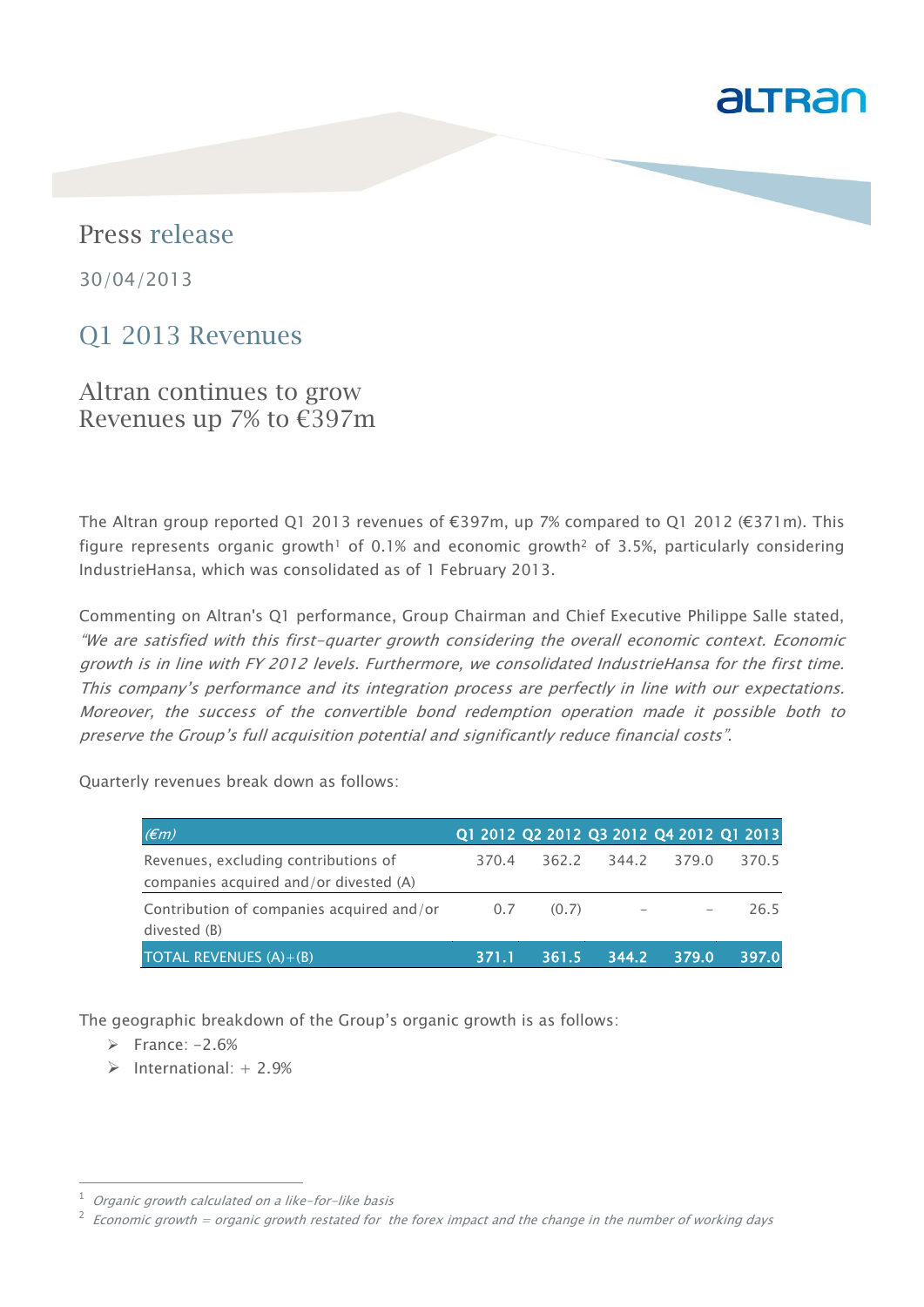# Press release

30/04/2013

## Q1 2013 Revenues

### Altran continues to grow
### Revenues up 7% to €397m

The Altran group reported Q1 2013 revenues of €397m, up 7% compared to Q1 2012 (€371m). This figure represents organic growth[1] of 0.1% and economic growth[2] of 3.5%, particularly considering IndustrieHansa, which was consolidated as of 1 February 2013.

Commenting on Altran's Q1 performance, Group Chairman and Chief Executive Philippe Salle stated, *"We are satisfied with this first-quarter growth considering the overall economic context. Economic growth is in line with FY 2012 levels. Furthermore, we consolidated IndustrieHansa for the first time. This company's performance and its integration process are perfectly in line with our expectations. Moreover, the success of the convertible bond redemption operation made it possible both to preserve the Group's full acquisition potential and significantly reduce financial costs"*.

Quarterly revenues break down as follows:

| *(€m)* | Q1 2012 | Q2 2012 | Q3 2012 | Q4 2012 | Q1 2013 |
|---|---|---|---|---|---|
| Revenues, excluding contributions of companies acquired and/or divested (A) | 370.4 | 362.2 | 344.2 | 379.0 | 370.5 |
| Contribution of companies acquired and/or divested (B) | 0.7 | (0.7) | - | - | 26.5 |
| **TOTAL REVENUES (A)+(B)** | **371.1** | **361.5** | **344.2** | **379.0** | **397.0** |

The geographic breakdown of the Group's organic growth is as follows:

- France: -2.6%
- International: + 2.9%

---

[1] *Organic growth calculated on a like-for-like basis*

[2] *Economic growth = organic growth restated for the forex impact and the change in the number of working days*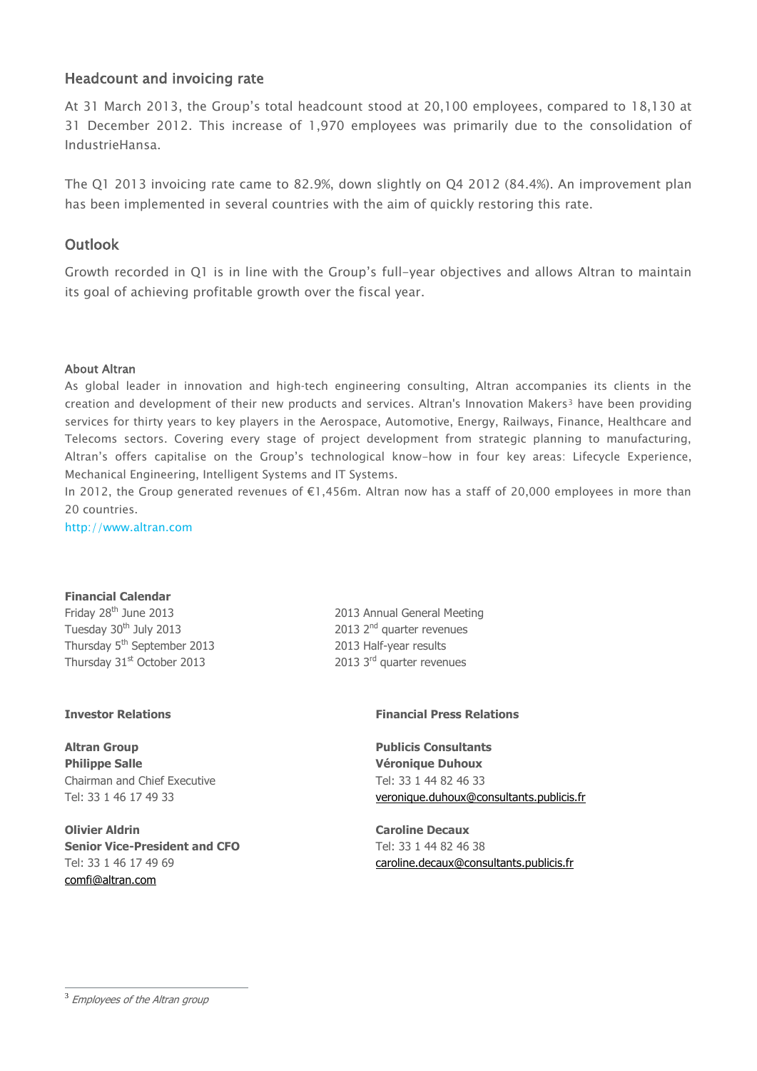## Headcount and invoicing rate

At 31 March 2013, the Group's total headcount stood at 20,100 employees, compared to 18,130 at 31 December 2012. This increase of 1,970 employees was primarily due to the consolidation of IndustrieHansa.

The Q1 2013 invoicing rate came to 82.9%, down slightly on Q4 2012 (84.4%). An improvement plan has been implemented in several countries with the aim of quickly restoring this rate.

## Outlook

Growth recorded in Q1 is in line with the Group's full-year objectives and allows Altran to maintain its goal of achieving profitable growth over the fiscal year.

#### About Altran

As global leader in innovation and high-tech engineering consulting, Altran accompanies its clients in the creation and development of their new products and services. Altran's Innovation Makers[3] have been providing services for thirty years to key players in the Aerospace, Automotive, Energy, Railways, Finance, Healthcare and Telecoms sectors. Covering every stage of project development from strategic planning to manufacturing, Altran's offers capitalise on the Group's technological know-how in four key areas: Lifecycle Experience, Mechanical Engineering, Intelligent Systems and IT Systems.

In 2012, the Group generated revenues of €1,456m. Altran now has a staff of 20,000 employees in more than 20 countries.

http://www.altran.com

**Financial Calendar**

| | |
|---|---|
| Friday 28th June 2013 | 2013 Annual General Meeting |
| Tuesday 30th July 2013 | 2013 2nd quarter revenues |
| Thursday 5th September 2013 | 2013 Half-year results |
| Thursday 31st October 2013 | 2013 3rd quarter revenues |

**Investor Relations**

**Altran Group**
**Philippe Salle**
Chairman and Chief Executive
Tel: 33 1 46 17 49 33

**Olivier Aldrin**
**Senior Vice-President and CFO**
Tel: 33 1 46 17 49 69
comfi@altran.com

**Financial Press Relations**

**Publicis Consultants**
**Véronique Duhoux**
Tel: 33 1 44 82 46 33
veronique.duhoux@consultants.publicis.fr

**Caroline Decaux**
Tel: 33 1 44 82 46 38
caroline.decaux@consultants.publicis.fr

[3] *Employees of the Altran group*